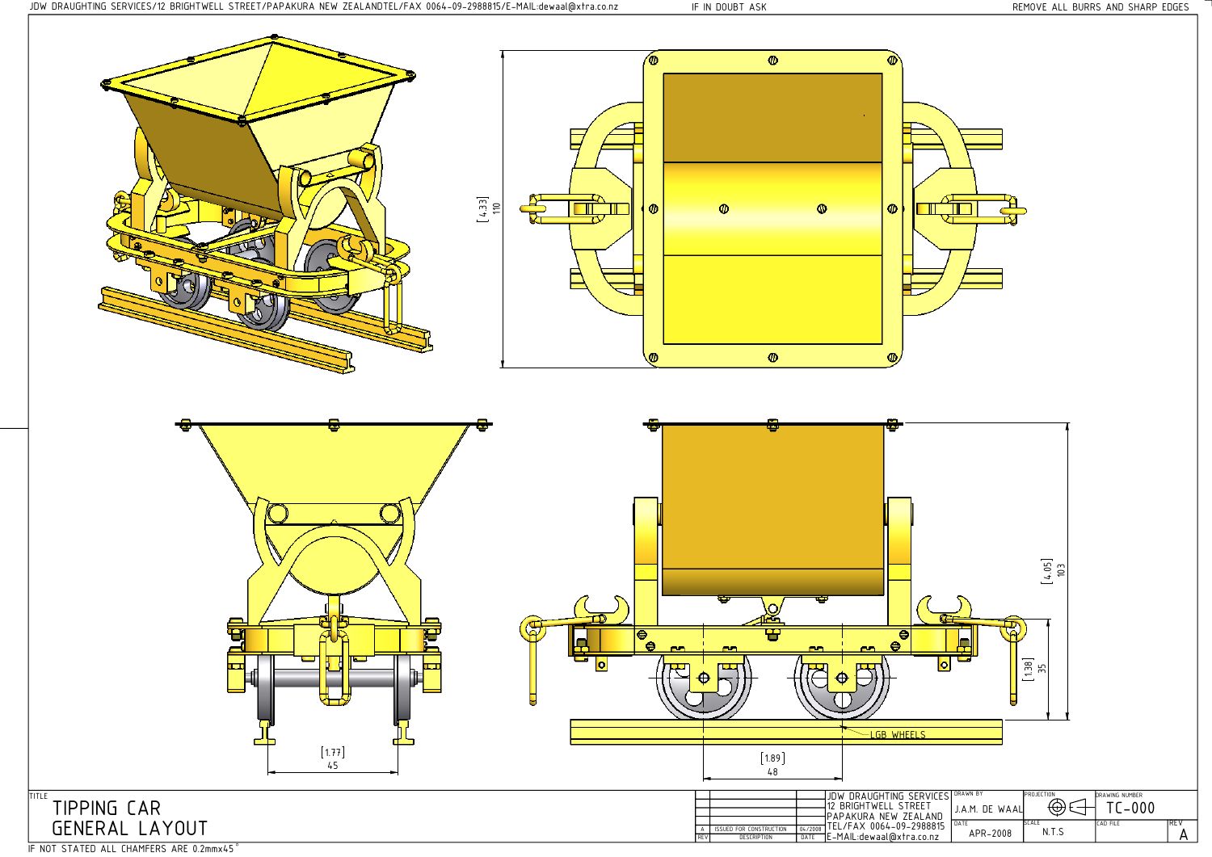JDW DRAUGHTING SERVICES/12 BRIGHTWELL STREET/PAPAKURA NEW ZEALANDTEL/FAX 0064-09-2988815/E-MAIL:dewaal@xtra.co.nz

IF IN DOUBT ASK

REMOVE ALL BURRS AND SHARP EDGES

[4.33]
110

[4.05]
103

[1.38]
35

LGB WHEELS

[1.77]
45

[1.89]
48

TITLE

# TIPPING CAR
# GENERAL LAYOUT

| REV | DESCRIPTION | DATE |
|---|---|---|
| A | ISSUED FOR CONSTRUCTION | 04/2008 |

JDW DRAUGHTING SERVICES
12 BRIGHTWELL STREET
PAPAKURA NEW ZEALAND
TEL/FAX 0064-09-2988815
E-MAIL:dewaal@xtra.co.nz

| DRAWN BY | PROJECTION | DRAWING NUMBER | |
|---|---|---|---|
| J.A.M. DE WAAL | | TC-000 | |
| DATE | SCALE | CAD FILE | REV |
| APR-2008 | N.T.S | | A |

IF NOT STATED ALL CHAMFERS ARE 0.2mmx45°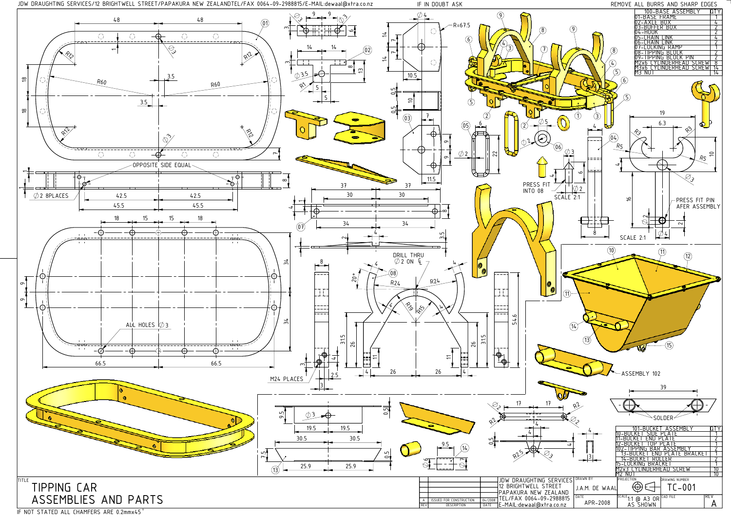JDW DRAUGHTING SERVICES/12 BRIGHTWELL STREET/PAPAKURA NEW ZEALANDTEL/FAX 0064-09-2988815/E-MAIL:dewaal@xtra.co.nz

IF IN DOUBT ASK

REMOVE ALL BURRS AND SHARP EDGES

| 100-BASE ASSEMBLY | QTY |
|---|---|
| 01-BASE FRAME | 1 |
| 02-AXLE BOX | 4 |
| 03-BUFFER BOX | 2 |
| 04-HOOK | 2 |
| 05-CHAIN LINK | 4 |
| 06-CHAIN LINK | 2 |
| 07-LOCKING RAMP | 1 |
| 08-TIPPING BLOCK | 2 |
| 09-TIPPING BLOCK PIN | 2 |
| M2x6 CYLINDERHEAD SCREW | 8 |
| M3x6 CYLINDERHEAD SCREW | 14 |
| M3 NUT | 14 |

OPPOSITE SIDE EQUAL

Ø2 8PLACES

ALL HOLES Ø3

M24 PLACES

DRILL THRU Ø2 ON ℄

PRESS FIT INTO 08

SCALE 2:1

PRESS FIT PIN AFER ASSEMBLY

SCALE 2:1

ASSEMBLY 102

SOLDER

| 101-BUCKET ASSEMBLY | QTY |
|---|---|
| 10-BUCKET SIDE PLATE | 1 |
| 11-BUCKET END PLATE | 2 |
| 12-BUCKET TOP PLATE | 2 |
| 102-TIPPING BAR ASSEMBLY | 2 |
| 13-BUCKET END PLATE BRACKET | 1 |
| 14-BUCKET ROLLER | 2 |
| 15-LOCKING BRACKET | 1 |
| M2x3 CYLINDERHEAD SCREW | 10 |
| M2 NUT | 10 |

TITLE: TIPPING CAR ASSEMBLIES AND PARTS

| REV | DESCRIPTION | DATE |
|---|---|---|
| A | ISSUED FOR CONSTRUCTION | 04/2008 |

JDW DRAUGHTING SERVICES
12 BRIGHTWELL STREET
PAPAKURA NEW ZEALAND
TEL/FAX 0064-09-2988815
E-MAIL:dewaal@xtra.co.nz

DRAWN BY: J.A.M. DE WAAL

DATE: APR-2008

PROJECTION

SCALE: 1:1 @ A3 OR AS SHOWN

DRAWING NUMBER: TC-001

CAD FILE

REV: A

IF NOT STATED ALL CHAMFERS ARE 0.2mmx45°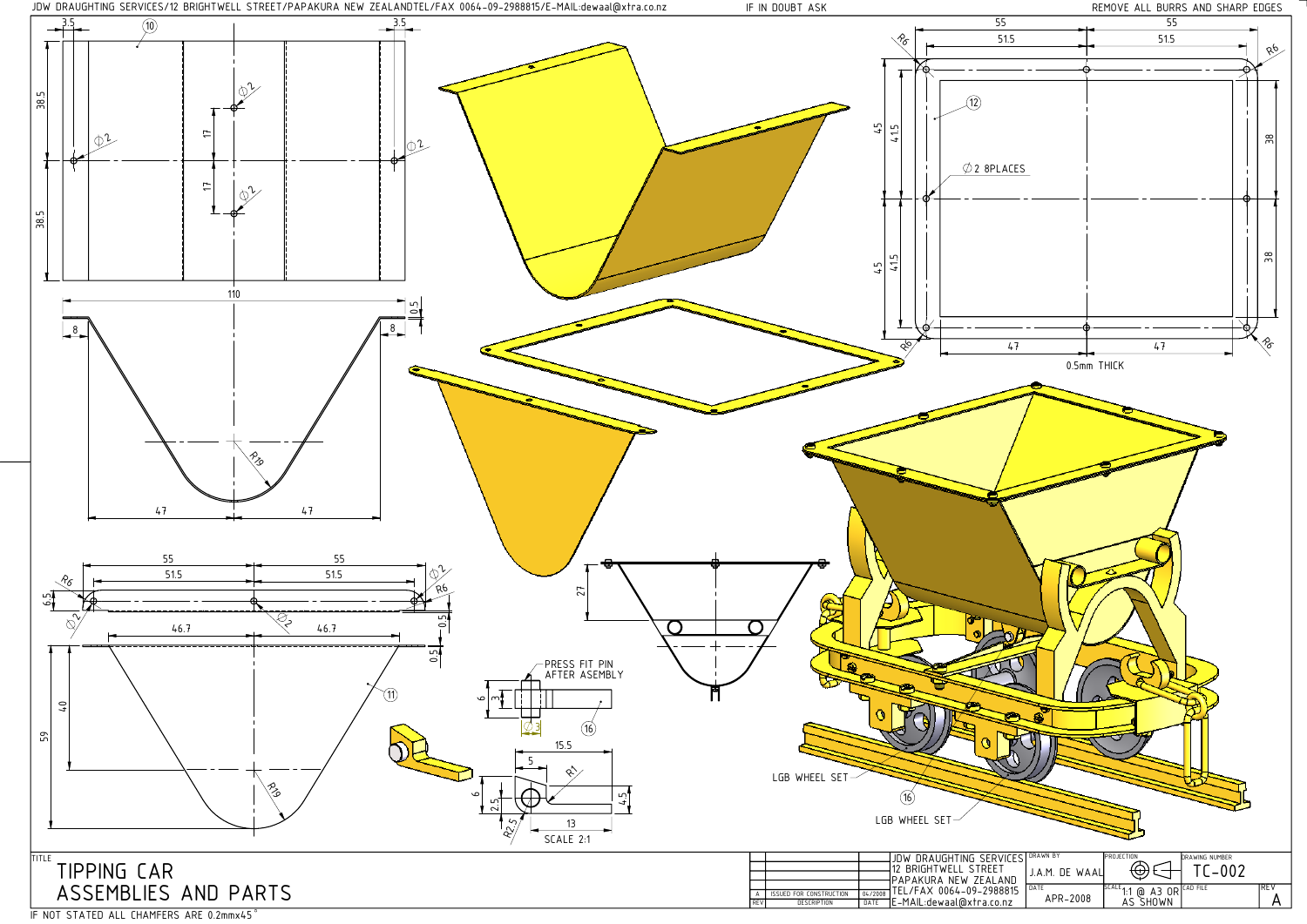JDW DRAUGHTING SERVICES/12 BRIGHTWELL STREET/PAPAKURA NEW ZEALANDTEL/FAX 0064-09-2988815/E-MAIL:dewaal@xtra.co.nz

IF IN DOUBT ASK

REMOVE ALL BURRS AND SHARP EDGES

(10)

3.5 3.5 38.5 38.5 17 17 ∅2 ∅2 ∅2 ∅2 110

10.5 8 8 R19 47 47

(12)

55 55 51.5 51.5 R6 R6 R6 R6 45 45 41.5 41.5 38 38 47 47

∅2 8PLACES

0.5mm THICK

55 55 51.5 51.5 R6 R6 6.5 ∅2 ∅2 ∅2 46.7 46.7 0.5 0.5

(11)

59 40 R19

27

PRESS FIT PIN AFTER ASEMBLY

6 3 ∅3 (16)

15.5 5 R1 6 2.5 4.5 R2.5 13

SCALE 2:1

LGB WHEEL SET

(16)

LGB WHEEL SET

# TIPPING CAR ASSEMBLIES AND PARTS

| REV | DESCRIPTION | DATE |
|---|---|---|
| A | ISSUED FOR CONSTRUCTION | 04/2008 |

JDW DRAUGHTING SERVICES
12 BRIGHTWELL STREET
PAPAKURA NEW ZEALAND
TEL/FAX 0064-09-2988815
E-MAIL:dewaal@xtra.co.nz

| DRAWN BY | PROJECTION | DRAWING NUMBER |
|---|---|---|
| J.A.M. DE WAAL | | TC-002 |
| DATE: APR-2008 | SCALE: 1:1 @ A3 OR AS SHOWN | CAD FILE | REV: A |

IF NOT STATED ALL CHAMFERS ARE 0.2mmx45°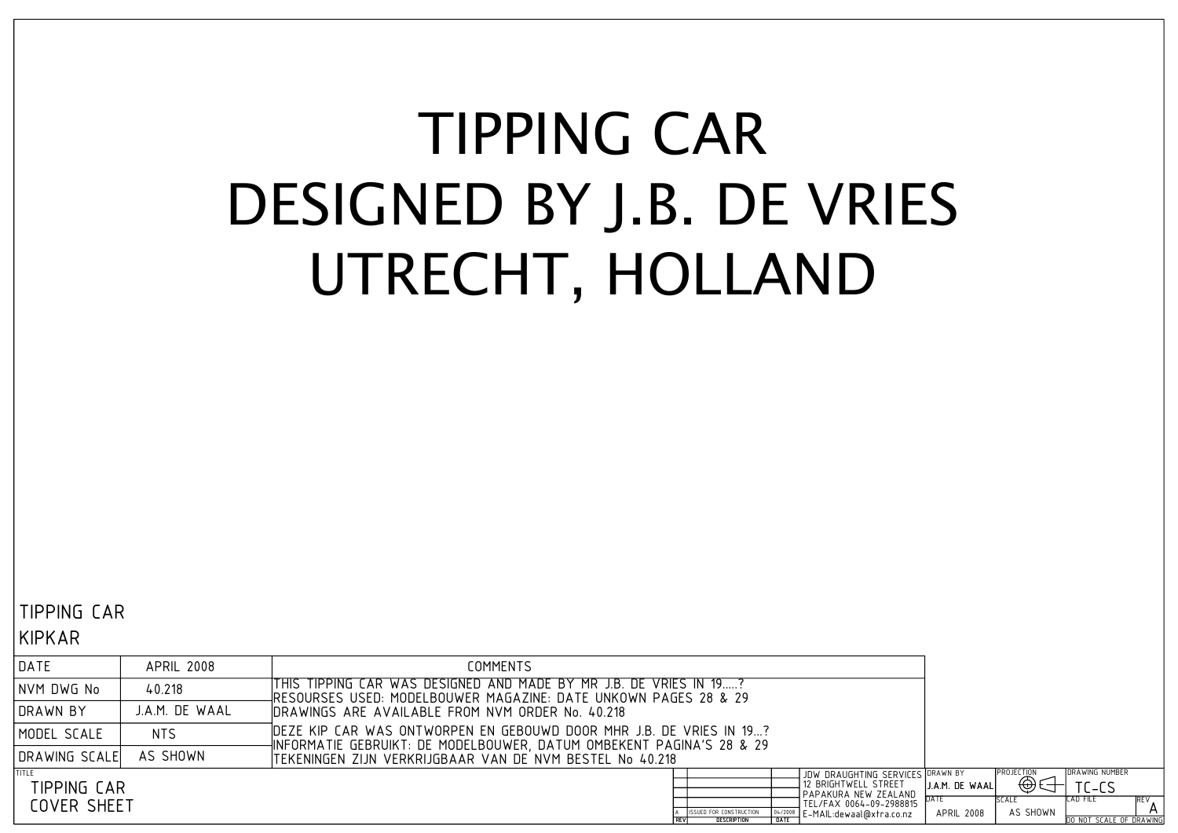# TIPPING CAR
# DESIGNED BY J.B. DE VRIES
# UTRECHT, HOLLAND

TIPPING CAR

KIPKAR

| | | |
|---|---|---|
| DATE | APRIL 2008 | COMMENTS |
| NVM DWG No | 40.218 | THIS TIPPING CAR WAS DESIGNED AND MADE BY MR J.B. DE VRIES IN 19.....? RESOURSES USED: MODELBOUWER MAGAZINE: DATE UNKOWN PAGES 28 & 29 |
| DRAWN BY | J.A.M. DE WAAL | DRAWINGS ARE AVAILABLE FROM NVM ORDER No. 40.218 |
| MODEL SCALE | NTS | DEZE KIP CAR WAS ONTWORPEN EN GEBOUWD DOOR MHR J.B. DE VRIES IN 19...? INFORMATIE GEBRUIKT: DE MODELBOUWER, DATUM OMBEKENT PAGINA'S 28 & 29 |
| DRAWING SCALE | AS SHOWN | TEKENINGEN ZIJN VERKRIJGBAAR VAN DE NVM BESTEL No 40.218 |

TITLE
TIPPING CAR
COVER SHEET

| REV | DESCRIPTION | DATE |
|---|---|---|
| A | ISSUED FOR CONSTRUCTION | 04/2008 |

JDW DRAUGHTING SERVICES
12 BRIGHTWELL STREET
PAPAKURA NEW ZEALAND
TEL/FAX 0064-09-2988815
E-MAIL:dewaal@xtra.co.nz

| | | | |
|---|---|---|---|
| DRAWN BY | PROJECTION | DRAWING NUMBER | |
| J.A.M. DE WAAL | | TC-CS | |
| DATE | SCALE | CAD FILE | REV |
| APRIL 2008 | AS SHOWN | | A |

DO NOT SCALE OF DRAWING